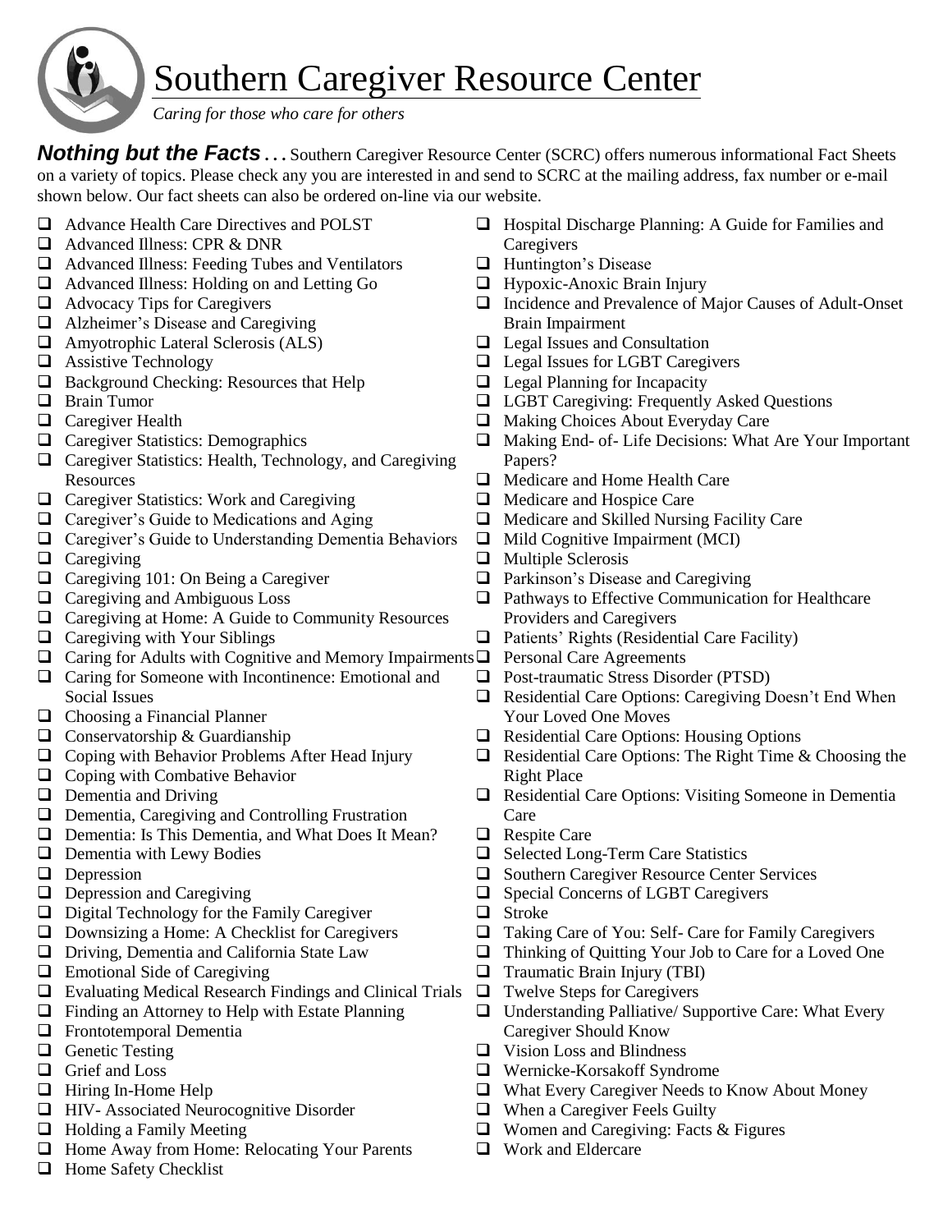# Southern Caregiver Resource Center

*Caring for those who care for others*

***Nothing but the Facts . . .*** Southern Caregiver Resource Center (SCRC) offers numerous informational Fact Sheets on a variety of topics. Please check any you are interested in and send to SCRC at the mailing address, fax number or e-mail shown below. Our fact sheets can also be ordered on-line via our website.

- ❑ Advance Health Care Directives and POLST
- ❑ Advanced Illness: CPR & DNR
- ❑ Advanced Illness: Feeding Tubes and Ventilators
- ❑ Advanced Illness: Holding on and Letting Go
- ❑ Advocacy Tips for Caregivers
- ❑ Alzheimer's Disease and Caregiving
- ❑ Amyotrophic Lateral Sclerosis (ALS)
- ❑ Assistive Technology
- ❑ Background Checking: Resources that Help
- ❑ Brain Tumor
- ❑ Caregiver Health
- ❑ Caregiver Statistics: Demographics
- ❑ Caregiver Statistics: Health, Technology, and Caregiving Resources
- ❑ Caregiver Statistics: Work and Caregiving
- ❑ Caregiver's Guide to Medications and Aging
- ❑ Caregiver's Guide to Understanding Dementia Behaviors
- ❑ Caregiving
- ❑ Caregiving 101: On Being a Caregiver
- ❑ Caregiving and Ambiguous Loss
- ❑ Caregiving at Home: A Guide to Community Resources
- ❑ Caregiving with Your Siblings
- ❑ Caring for Adults with Cognitive and Memory Impairments
- ❑ Caring for Someone with Incontinence: Emotional and Social Issues
- ❑ Choosing a Financial Planner
- ❑ Conservatorship & Guardianship
- ❑ Coping with Behavior Problems After Head Injury
- ❑ Coping with Combative Behavior
- ❑ Dementia and Driving
- ❑ Dementia, Caregiving and Controlling Frustration
- ❑ Dementia: Is This Dementia, and What Does It Mean?
- ❑ Dementia with Lewy Bodies
- ❑ Depression
- ❑ Depression and Caregiving
- ❑ Digital Technology for the Family Caregiver
- ❑ Downsizing a Home: A Checklist for Caregivers
- ❑ Driving, Dementia and California State Law
- ❑ Emotional Side of Caregiving
- ❑ Evaluating Medical Research Findings and Clinical Trials
- ❑ Finding an Attorney to Help with Estate Planning
- ❑ Frontotemporal Dementia
- ❑ Genetic Testing
- ❑ Grief and Loss
- ❑ Hiring In-Home Help
- ❑ HIV- Associated Neurocognitive Disorder
- ❑ Holding a Family Meeting
- ❑ Home Away from Home: Relocating Your Parents
- ❑ Home Safety Checklist
- ❑ Hospital Discharge Planning: A Guide for Families and Caregivers
- ❑ Huntington's Disease
- ❑ Hypoxic-Anoxic Brain Injury
- ❑ Incidence and Prevalence of Major Causes of Adult-Onset Brain Impairment
- ❑ Legal Issues and Consultation
- ❑ Legal Issues for LGBT Caregivers
- ❑ Legal Planning for Incapacity
- ❑ LGBT Caregiving: Frequently Asked Questions
- ❑ Making Choices About Everyday Care
- ❑ Making End- of- Life Decisions: What Are Your Important Papers?
- ❑ Medicare and Home Health Care
- ❑ Medicare and Hospice Care
- ❑ Medicare and Skilled Nursing Facility Care
- ❑ Mild Cognitive Impairment (MCI)
- ❑ Multiple Sclerosis
- ❑ Parkinson's Disease and Caregiving
- ❑ Pathways to Effective Communication for Healthcare Providers and Caregivers
- ❑ Patients' Rights (Residential Care Facility)
- ❑ Personal Care Agreements
- ❑ Post-traumatic Stress Disorder (PTSD)
- ❑ Residential Care Options: Caregiving Doesn't End When Your Loved One Moves
- ❑ Residential Care Options: Housing Options
- ❑ Residential Care Options: The Right Time & Choosing the Right Place
- ❑ Residential Care Options: Visiting Someone in Dementia Care
- ❑ Respite Care
- ❑ Selected Long-Term Care Statistics
- ❑ Southern Caregiver Resource Center Services
- ❑ Special Concerns of LGBT Caregivers
- ❑ Stroke
- ❑ Taking Care of You: Self- Care for Family Caregivers
- ❑ Thinking of Quitting Your Job to Care for a Loved One
- ❑ Traumatic Brain Injury (TBI)
- ❑ Twelve Steps for Caregivers
- ❑ Understanding Palliative/ Supportive Care: What Every Caregiver Should Know
- ❑ Vision Loss and Blindness
- ❑ Wernicke-Korsakoff Syndrome
- ❑ What Every Caregiver Needs to Know About Money
- ❑ When a Caregiver Feels Guilty
- ❑ Women and Caregiving: Facts & Figures
- ❑ Work and Eldercare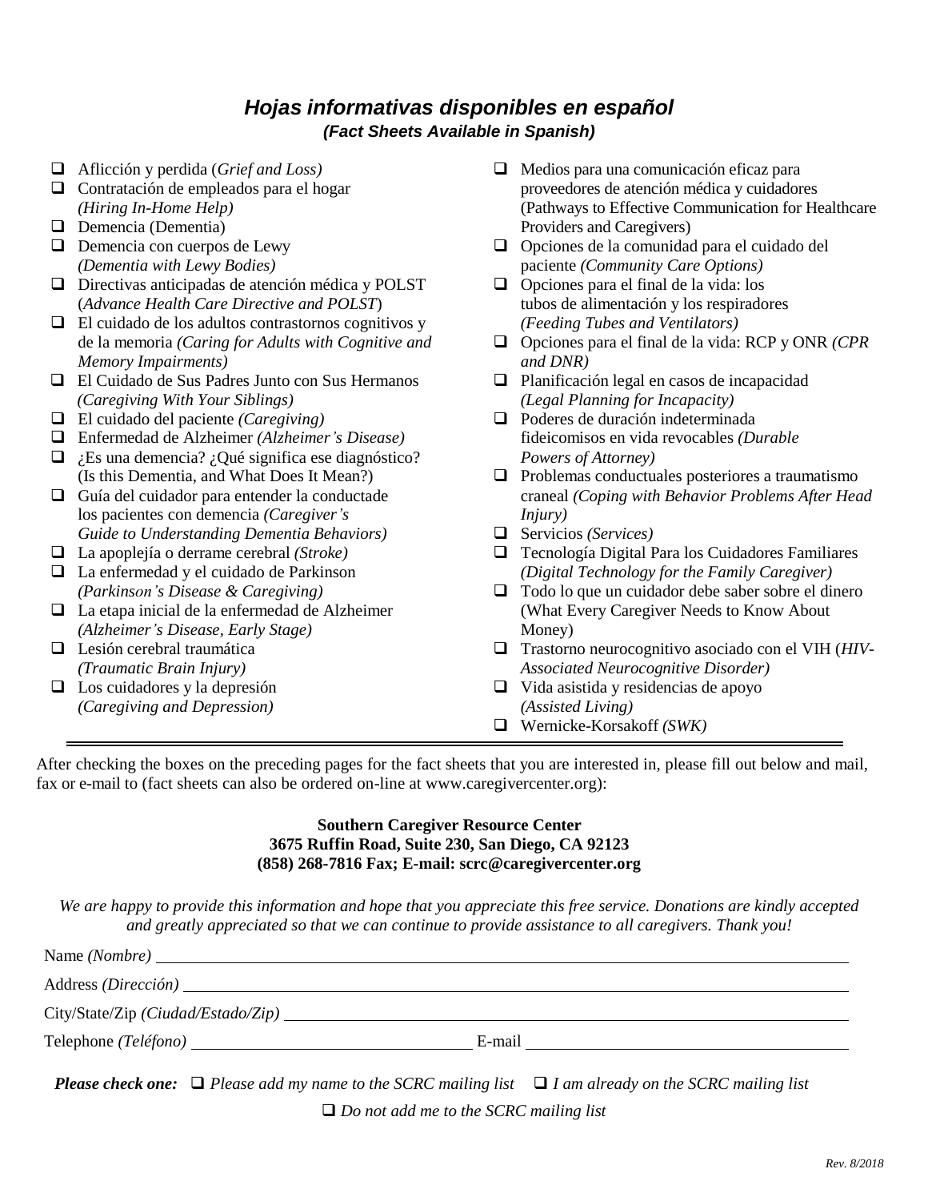## *Hojas informativas disponibles en español*
### *(Fact Sheets Available in Spanish)*

- ☐ Aflicción y perdida (*Grief and Loss)*
- ☐ Contratación de empleados para el hogar *(Hiring In-Home Help)*
- ☐ Demencia (Dementia)
- ☐ Demencia con cuerpos de Lewy *(Dementia with Lewy Bodies)*
- ☐ Directivas anticipadas de atención médica y POLST (*Advance Health Care Directive and POLST*)
- ☐ El cuidado de los adultos contrastornos cognitivos y de la memoria *(Caring for Adults with Cognitive and Memory Impairments)*
- ☐ El Cuidado de Sus Padres Junto con Sus Hermanos *(Caregiving With Your Siblings)*
- ☐ El cuidado del paciente *(Caregiving)*
- ☐ Enfermedad de Alzheimer *(Alzheimer's Disease)*
- ☐ ¿Es una demencia? ¿Qué significa ese diagnóstico? (Is this Dementia, and What Does It Mean?)
- ☐ Guía del cuidador para entender la conductade los pacientes con demencia *(Caregiver's Guide to Understanding Dementia Behaviors)*
- ☐ La apoplejía o derrame cerebral *(Stroke)*
- ☐ La enfermedad y el cuidado de Parkinson *(Parkinson's Disease & Caregiving)*
- ☐ La etapa inicial de la enfermedad de Alzheimer *(Alzheimer's Disease, Early Stage)*
- ☐ Lesión cerebral traumática *(Traumatic Brain Injury)*
- ☐ Los cuidadores y la depresión *(Caregiving and Depression)*
- ☐ Medios para una comunicación eficaz para proveedores de atención médica y cuidadores (Pathways to Effective Communication for Healthcare Providers and Caregivers)
- ☐ Opciones de la comunidad para el cuidado del paciente *(Community Care Options)*
- ☐ Opciones para el final de la vida: los tubos de alimentación y los respiradores *(Feeding Tubes and Ventilators)*
- ☐ Opciones para el final de la vida: RCP y ONR *(CPR and DNR)*
- ☐ Planificación legal en casos de incapacidad *(Legal Planning for Incapacity)*
- ☐ Poderes de duración indeterminada fideicomisos en vida revocables *(Durable Powers of Attorney)*
- ☐ Problemas conductuales posteriores a traumatismo craneal *(Coping with Behavior Problems After Head Injury)*
- ☐ Servicios *(Services)*
- ☐ Tecnología Digital Para los Cuidadores Familiares *(Digital Technology for the Family Caregiver)*
- ☐ Todo lo que un cuidador debe saber sobre el dinero (What Every Caregiver Needs to Know About Money)
- ☐ Trastorno neurocognitivo asociado con el VIH (*HIV-Associated Neurocognitive Disorder)*
- ☐ Vida asistida y residencias de apoyo *(Assisted Living)*
- ☐ Wernicke-Korsakoff *(SWK)*

---

After checking the boxes on the preceding pages for the fact sheets that you are interested in, please fill out below and mail, fax or e-mail to (fact sheets can also be ordered on-line at www.caregivercenter.org):

**Southern Caregiver Resource Center**
**3675 Ruffin Road, Suite 230, San Diego, CA 92123**
**(858) 268-7816 Fax; E-mail: scrc@caregivercenter.org**

*We are happy to provide this information and hope that you appreciate this free service. Donations are kindly accepted and greatly appreciated so that we can continue to provide assistance to all caregivers. Thank you!*

Name *(Nombre)* ____________________

Address *(Dirección)* ____________________

City/State/Zip *(Ciudad/Estado/Zip)* ____________________

Telephone *(Teléfono)* ____________________ E-mail ____________________

***Please check one:*** ☐ *Please add my name to the SCRC mailing list* ☐ *I am already on the SCRC mailing list*

☐ *Do not add me to the SCRC mailing list*

*Rev. 8/2018*